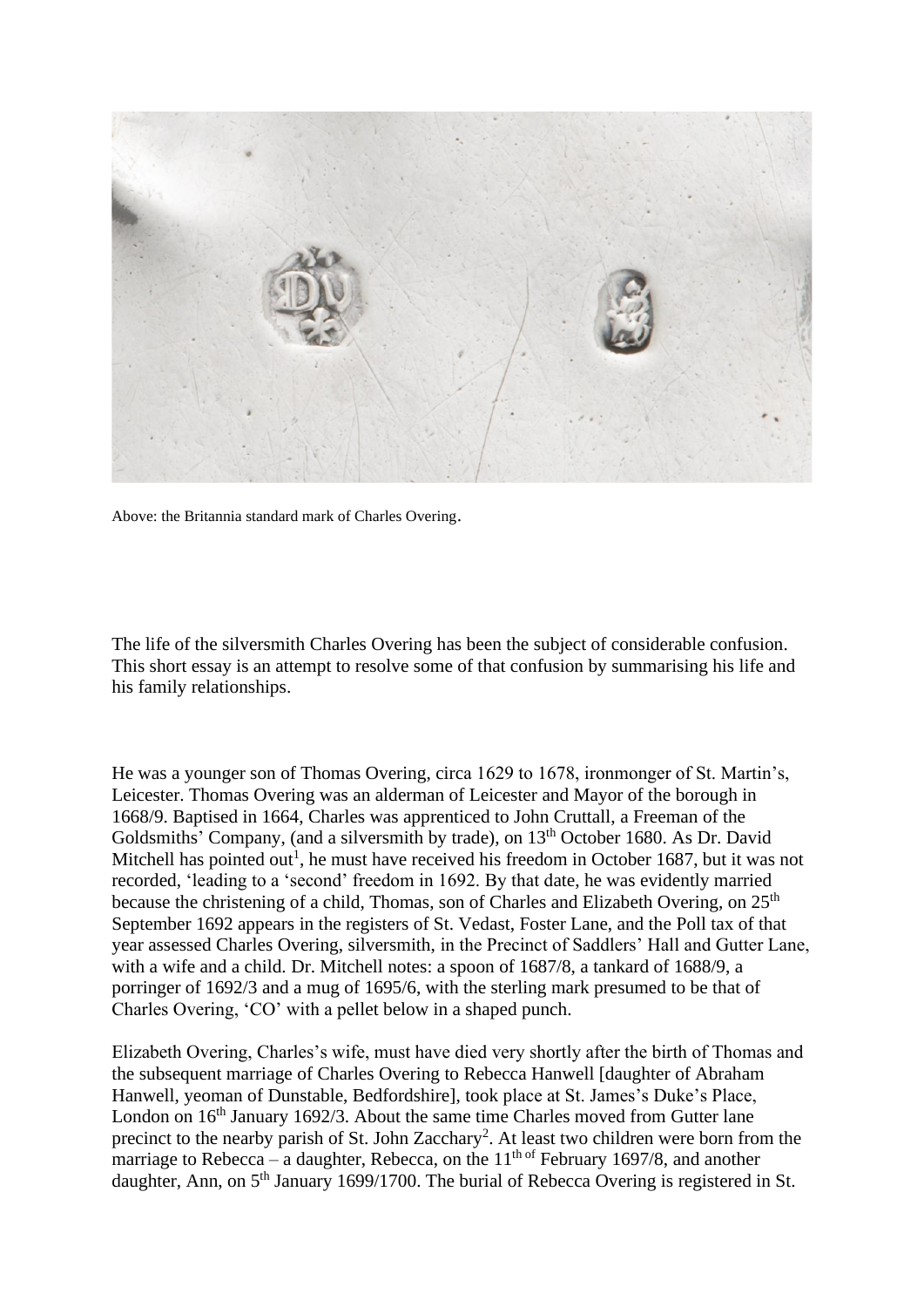Above: the Britannia standard mark of Charles Overing.

The life of the silversmith Charles Overing has been the subject of considerable confusion. This short essay is an attempt to resolve some of that confusion by summarising his life and his family relationships.

He was a younger son of Thomas Overing, circa 1629 to 1678, ironmonger of St. Martin's, Leicester. Thomas Overing was an alderman of Leicester and Mayor of the borough in 1668/9. Baptised in 1664, Charles was apprenticed to John Cruttall, a Freeman of the Goldsmiths' Company, (and a silversmith by trade), on 13th October 1680. As Dr. David Mitchell has pointed out[1], he must have received his freedom in October 1687, but it was not recorded, 'leading to a 'second' freedom in 1692. By that date, he was evidently married because the christening of a child, Thomas, son of Charles and Elizabeth Overing, on 25th September 1692 appears in the registers of St. Vedast, Foster Lane, and the Poll tax of that year assessed Charles Overing, silversmith, in the Precinct of Saddlers' Hall and Gutter Lane, with a wife and a child. Dr. Mitchell notes: a spoon of 1687/8, a tankard of 1688/9, a porringer of 1692/3 and a mug of 1695/6, with the sterling mark presumed to be that of Charles Overing, 'CO' with a pellet below in a shaped punch.

Elizabeth Overing, Charles's wife, must have died very shortly after the birth of Thomas and the subsequent marriage of Charles Overing to Rebecca Hanwell [daughter of Abraham Hanwell, yeoman of Dunstable, Bedfordshire], took place at St. James's Duke's Place, London on 16th January 1692/3. About the same time Charles moved from Gutter lane precinct to the nearby parish of St. John Zacchary[2]. At least two children were born from the marriage to Rebecca – a daughter, Rebecca, on the 11th of February 1697/8, and another daughter, Ann, on 5th January 1699/1700. The burial of Rebecca Overing is registered in St.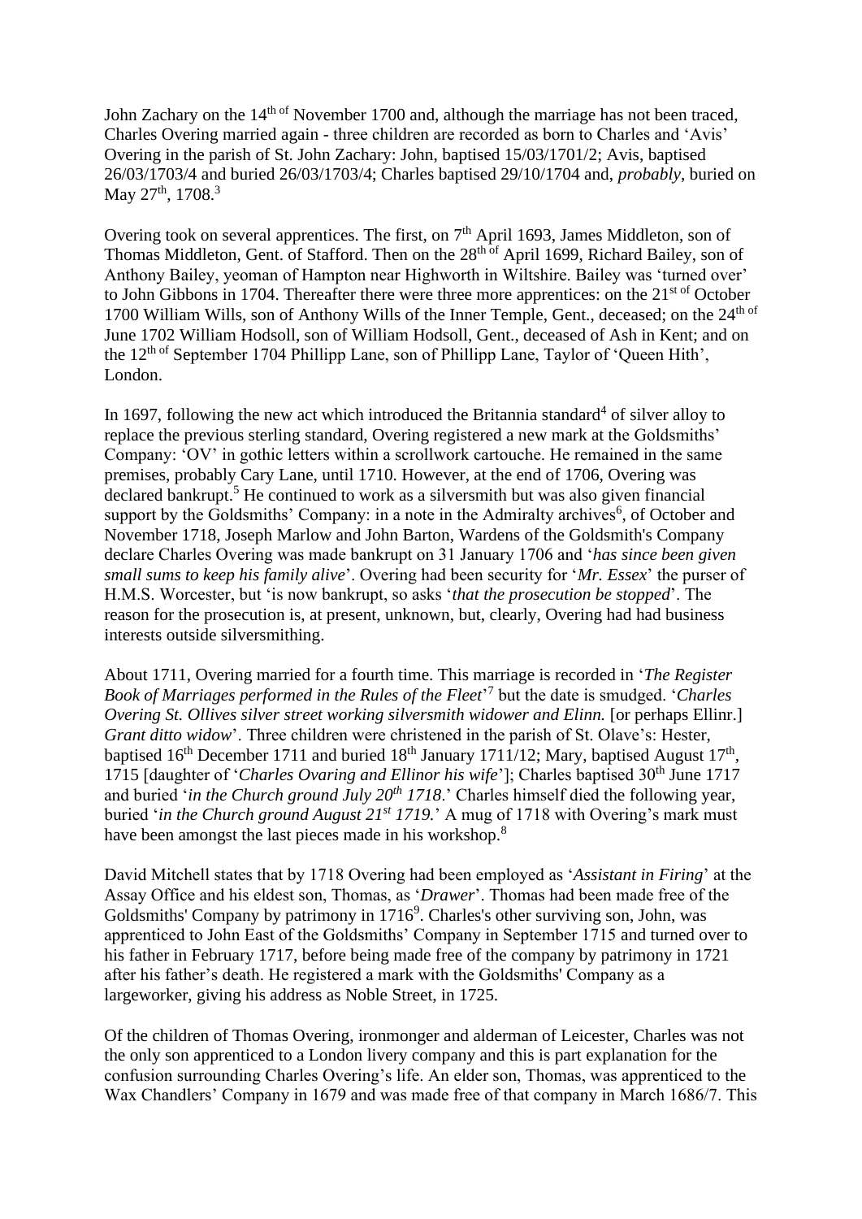John Zachary on the 14th of November 1700 and, although the marriage has not been traced, Charles Overing married again - three children are recorded as born to Charles and 'Avis' Overing in the parish of St. John Zachary: John, baptised 15/03/1701/2; Avis, baptised 26/03/1703/4 and buried 26/03/1703/4; Charles baptised 29/10/1704 and, *probably*, buried on May 27th, 1708.[3]

Overing took on several apprentices. The first, on 7th April 1693, James Middleton, son of Thomas Middleton, Gent. of Stafford. Then on the 28th of April 1699, Richard Bailey, son of Anthony Bailey, yeoman of Hampton near Highworth in Wiltshire. Bailey was 'turned over' to John Gibbons in 1704. Thereafter there were three more apprentices: on the 21st of October 1700 William Wills, son of Anthony Wills of the Inner Temple, Gent., deceased; on the 24th of June 1702 William Hodsoll, son of William Hodsoll, Gent., deceased of Ash in Kent; and on the 12th of September 1704 Phillipp Lane, son of Phillipp Lane, Taylor of 'Queen Hith', London.

In 1697, following the new act which introduced the Britannia standard[4] of silver alloy to replace the previous sterling standard, Overing registered a new mark at the Goldsmiths' Company: 'OV' in gothic letters within a scrollwork cartouche. He remained in the same premises, probably Cary Lane, until 1710. However, at the end of 1706, Overing was declared bankrupt.[5] He continued to work as a silversmith but was also given financial support by the Goldsmiths' Company: in a note in the Admiralty archives[6], of October and November 1718, Joseph Marlow and John Barton, Wardens of the Goldsmith's Company declare Charles Overing was made bankrupt on 31 January 1706 and '*has since been given small sums to keep his family alive*'. Overing had been security for '*Mr. Essex*' the purser of H.M.S. Worcester, but 'is now bankrupt, so asks '*that the prosecution be stopped*'. The reason for the prosecution is, at present, unknown, but, clearly, Overing had had business interests outside silversmithing.

About 1711, Overing married for a fourth time. This marriage is recorded in '*The Register Book of Marriages performed in the Rules of the Fleet*'[7] but the date is smudged. '*Charles Overing St. Ollives silver street working silversmith widower and Elinn.* [or perhaps Ellinr.] *Grant ditto widow*'. Three children were christened in the parish of St. Olave's: Hester, baptised 16th December 1711 and buried 18th January 1711/12; Mary, baptised August 17th, 1715 [daughter of '*Charles Ovaring and Ellinor his wife*']; Charles baptised 30th June 1717 and buried '*in the Church ground July 20th 1718*.' Charles himself died the following year, buried '*in the Church ground August 21st 1719.*' A mug of 1718 with Overing's mark must have been amongst the last pieces made in his workshop.[8]

David Mitchell states that by 1718 Overing had been employed as '*Assistant in Firing*' at the Assay Office and his eldest son, Thomas, as '*Drawer*'. Thomas had been made free of the Goldsmiths' Company by patrimony in 1716[9]. Charles's other surviving son, John, was apprenticed to John East of the Goldsmiths' Company in September 1715 and turned over to his father in February 1717, before being made free of the company by patrimony in 1721 after his father's death. He registered a mark with the Goldsmiths' Company as a largeworker, giving his address as Noble Street, in 1725.

Of the children of Thomas Overing, ironmonger and alderman of Leicester, Charles was not the only son apprenticed to a London livery company and this is part explanation for the confusion surrounding Charles Overing's life. An elder son, Thomas, was apprenticed to the Wax Chandlers' Company in 1679 and was made free of that company in March 1686/7. This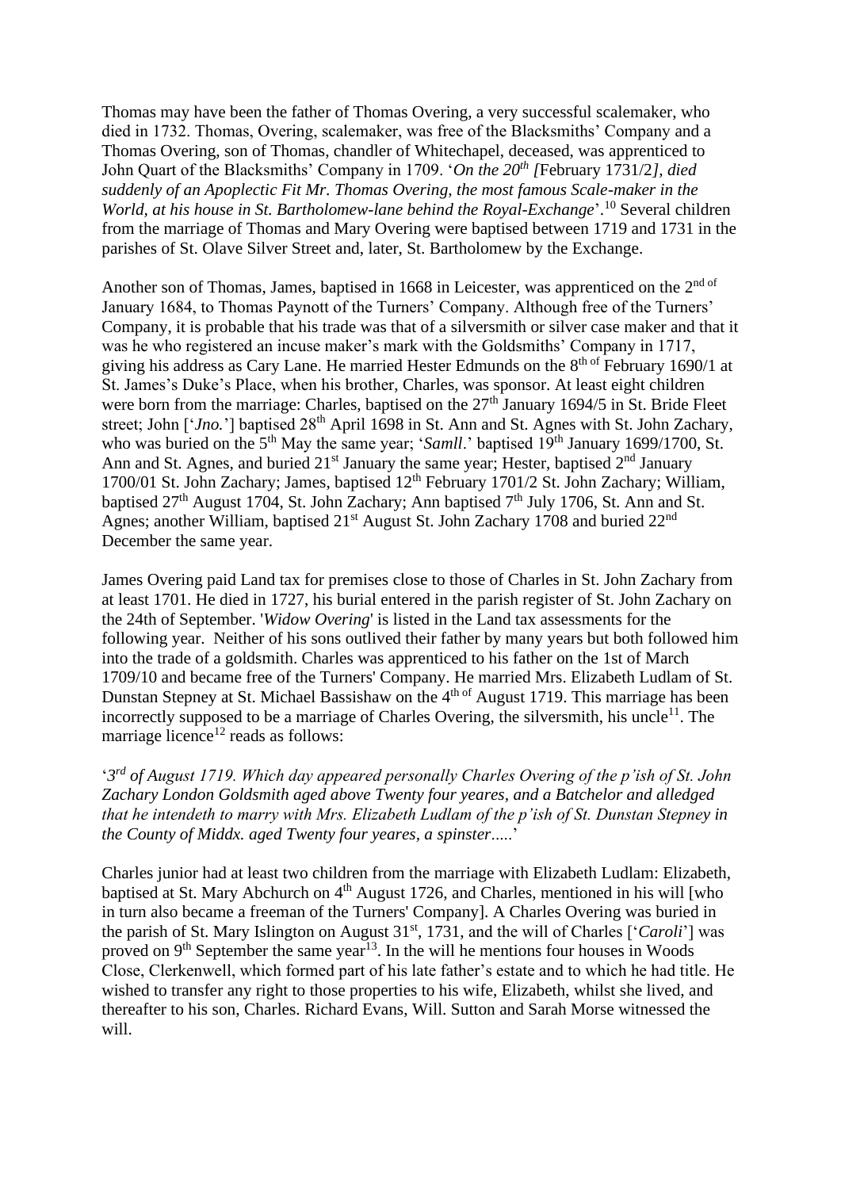Thomas may have been the father of Thomas Overing, a very successful scalemaker, who died in 1732. Thomas, Overing, scalemaker, was free of the Blacksmiths' Company and a Thomas Overing, son of Thomas, chandler of Whitechapel, deceased, was apprenticed to John Quart of the Blacksmiths' Company in 1709. '*On the 20th [*February 1731/2*], died suddenly of an Apoplectic Fit Mr. Thomas Overing, the most famous Scale-maker in the World, at his house in St. Bartholomew-lane behind the Royal-Exchange*'.[10] Several children from the marriage of Thomas and Mary Overing were baptised between 1719 and 1731 in the parishes of St. Olave Silver Street and, later, St. Bartholomew by the Exchange.

Another son of Thomas, James, baptised in 1668 in Leicester, was apprenticed on the 2nd of January 1684, to Thomas Paynott of the Turners' Company. Although free of the Turners' Company, it is probable that his trade was that of a silversmith or silver case maker and that it was he who registered an incuse maker's mark with the Goldsmiths' Company in 1717, giving his address as Cary Lane. He married Hester Edmunds on the 8th of February 1690/1 at St. James's Duke's Place, when his brother, Charles, was sponsor. At least eight children were born from the marriage: Charles, baptised on the 27th January 1694/5 in St. Bride Fleet street; John ['*Jno.*'] baptised 28th April 1698 in St. Ann and St. Agnes with St. John Zachary, who was buried on the 5th May the same year; '*Samll*.' baptised 19th January 1699/1700, St. Ann and St. Agnes, and buried 21st January the same year; Hester, baptised 2nd January 1700/01 St. John Zachary; James, baptised 12th February 1701/2 St. John Zachary; William, baptised 27th August 1704, St. John Zachary; Ann baptised 7th July 1706, St. Ann and St. Agnes; another William, baptised 21st August St. John Zachary 1708 and buried 22nd December the same year.

James Overing paid Land tax for premises close to those of Charles in St. John Zachary from at least 1701. He died in 1727, his burial entered in the parish register of St. John Zachary on the 24th of September. '*Widow Overing*' is listed in the Land tax assessments for the following year. Neither of his sons outlived their father by many years but both followed him into the trade of a goldsmith. Charles was apprenticed to his father on the 1st of March 1709/10 and became free of the Turners' Company. He married Mrs. Elizabeth Ludlam of St. Dunstan Stepney at St. Michael Bassishaw on the 4th of August 1719. This marriage has been incorrectly supposed to be a marriage of Charles Overing, the silversmith, his uncle[11]. The marriage licence[12] reads as follows:

'*3rd of August 1719. Which day appeared personally Charles Overing of the p'ish of St. John Zachary London Goldsmith aged above Twenty four yeares, and a Batchelor and alledged that he intendeth to marry with Mrs. Elizabeth Ludlam of the p'ish of St. Dunstan Stepney in the County of Middx. aged Twenty four yeares, a spinster.....*'

Charles junior had at least two children from the marriage with Elizabeth Ludlam: Elizabeth, baptised at St. Mary Abchurch on 4th August 1726, and Charles, mentioned in his will [who in turn also became a freeman of the Turners' Company]. A Charles Overing was buried in the parish of St. Mary Islington on August 31st, 1731, and the will of Charles ['*Caroli*'] was proved on 9th September the same year[13]. In the will he mentions four houses in Woods Close, Clerkenwell, which formed part of his late father's estate and to which he had title. He wished to transfer any right to those properties to his wife, Elizabeth, whilst she lived, and thereafter to his son, Charles. Richard Evans, Will. Sutton and Sarah Morse witnessed the will.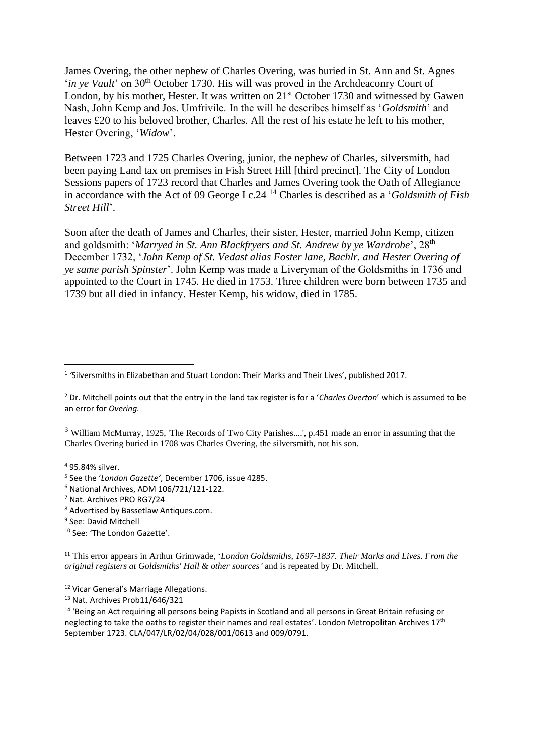James Overing, the other nephew of Charles Overing, was buried in St. Ann and St. Agnes '*in ye Vault*' on 30th October 1730. His will was proved in the Archdeaconry Court of London, by his mother, Hester. It was written on 21st October 1730 and witnessed by Gawen Nash, John Kemp and Jos. Umfrivile. In the will he describes himself as '*Goldsmith*' and leaves £20 to his beloved brother, Charles. All the rest of his estate he left to his mother, Hester Overing, '*Widow*'.

Between 1723 and 1725 Charles Overing, junior, the nephew of Charles, silversmith, had been paying Land tax on premises in Fish Street Hill [third precinct]. The City of London Sessions papers of 1723 record that Charles and James Overing took the Oath of Allegiance in accordance with the Act of 09 George I c.24 [14] Charles is described as a '*Goldsmith of Fish Street Hill*'.

Soon after the death of James and Charles, their sister, Hester, married John Kemp, citizen and goldsmith: '*Marryed in St. Ann Blackfryers and St. Andrew by ye Wardrobe*', 28th December 1732, '*John Kemp of St. Vedast alias Foster lane, Bachlr. and Hester Overing of ye same parish Spinster*'. John Kemp was made a Liveryman of the Goldsmiths in 1736 and appointed to the Court in 1745. He died in 1753. Three children were born between 1735 and 1739 but all died in infancy. Hester Kemp, his widow, died in 1785.

---

[1] '*Silversmiths in Elizabethan and Stuart London: Their Marks and Their Lives*', published 2017.

[2] Dr. Mitchell points out that the entry in the land tax register is for a '*Charles Overton*' which is assumed to be an error for *Overing*.

[3] William McMurray, 1925, 'The Records of Two City Parishes....', p.451 made an error in assuming that the Charles Overing buried in 1708 was Charles Overing, the silversmith, not his son.

[4] 95.84% silver.

[5] See the '*London Gazette'*, December 1706, issue 4285.

[6] National Archives, ADM 106/721/121-122.

[7] Nat. Archives PRO RG7/24

[8] Advertised by Bassetlaw Antiques.com.

[9] See: David Mitchell

[10] See: 'The London Gazette'.

[11] This error appears in Arthur Grimwade, '*London Goldsmiths, 1697-1837. Their Marks and Lives. From the original registers at Goldsmiths' Hall & other sources'* and is repeated by Dr. Mitchell.

[12] Vicar General's Marriage Allegations.

[13] Nat. Archives Prob11/646/321

[14] 'Being an Act requiring all persons being Papists in Scotland and all persons in Great Britain refusing or neglecting to take the oaths to register their names and real estates'. London Metropolitan Archives 17th September 1723. CLA/047/LR/02/04/028/001/0613 and 009/0791.